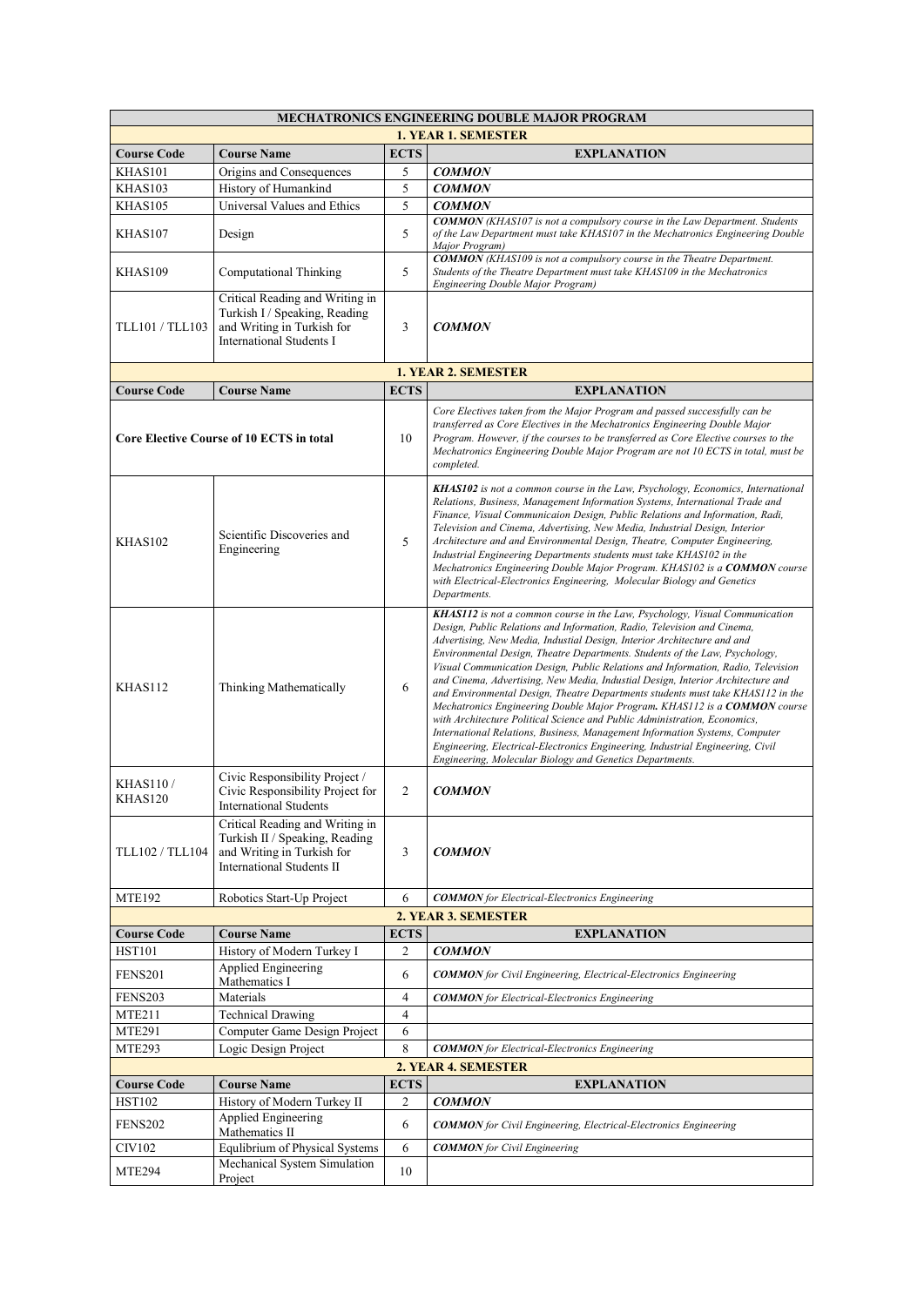| MECHATRONICS ENGINEERING DOUBLE MAJOR PROGRAM | | | |
|---|---|---|---|
| **1. YEAR 1. SEMESTER** | | | |
| **Course Code** | **Course Name** | **ECTS** | **EXPLANATION** |
| KHAS101 | Origins and Consequences | 5 | ***COMMON*** |
| KHAS103 | History of Humankind | 5 | ***COMMON*** |
| KHAS105 | Universal Values and Ethics | 5 | ***COMMON*** |
| KHAS107 | Design | 5 | ***COMMON*** *(KHAS107 is not a compulsory course in the Law Department. Students of the Law Department must take KHAS107 in the Mechatronics Engineering Double Major Program)* |
| KHAS109 | Computational Thinking | 5 | ***COMMON*** *(KHAS109 is not a compulsory course in the Theatre Department. Students of the Theatre Department must take KHAS109 in the Mechatronics Engineering Double Major Program)* |
| TLL101 / TLL103 | Critical Reading and Writing in Turkish I / Speaking, Reading and Writing in Turkish for International Students I | 3 | ***COMMON*** |
| **1. YEAR 2. SEMESTER** | | | |
| **Course Code** | **Course Name** | **ECTS** | **EXPLANATION** |
| **Core Elective Course of 10 ECTS in total** | | 10 | *Core Electives taken from the Major Program and passed successfully can be transferred as Core Electives in the Mechatronics Engineering Double Major Program. However, if the courses to be transferred as Core Elective courses to the Mechatronics Engineering Double Major Program are not 10 ECTS in total, must be completed.* |
| KHAS102 | Scientific Discoveries and Engineering | 5 | ***KHAS102*** *is not a common course in the Law, Psychology, Economics, International Relations, Business, Management Information Systems, International Trade and Finance, Visual Communicaion Design, Public Relations and Information, Radi, Television and Cinema, Advertising, New Media, Industrial Design, Interior Architecture and and Environmental Design, Theatre, Computer Engineering, Industrial Engineering Departments students must take KHAS102 in the Mechatronics Engineering Double Major Program. KHAS102 is a* ***COMMON*** *course with Electrical-Electronics Engineering, Molecular Biology and Genetics Departments.* |
| KHAS112 | Thinking Mathematically | 6 | ***KHAS112*** *is not a common course in the Law, Psychology, Visual Communication Design, Public Relations and Information, Radio, Television and Cinema, Advertising, New Media, Industial Design, Interior Architecture and and Environmental Design, Theatre Departments. Students of the Law, Psychology, Visual Communication Design, Public Relations and Information, Radio, Television and Cinema, Advertising, New Media, Industial Design, Interior Architecture and and Environmental Design, Theatre Departments students must take KHAS112 in the Mechatronics Engineering Double Major Program. KHAS112 is a* ***COMMON*** *course with Architecture Political Science and Public Administration, Economics, International Relations, Business, Management Information Systems, Computer Engineering, Electrical-Electronics Engineering, Industrial Engineering, Civil Engineering, Molecular Biology and Genetics Departments.* |
| KHAS110 / KHAS120 | Civic Responsibility Project / Civic Responsibility Project for International Students | 2 | ***COMMON*** |
| TLL102 / TLL104 | Critical Reading and Writing in Turkish II / Speaking, Reading and Writing in Turkish for International Students II | 3 | ***COMMON*** |
| MTE192 | Robotics Start-Up Project | 6 | ***COMMON*** *for Electrical-Electronics Engineering* |
| **2. YEAR 3. SEMESTER** | | | |
| **Course Code** | **Course Name** | **ECTS** | **EXPLANATION** |
| HST101 | History of Modern Turkey I | 2 | ***COMMON*** |
| FENS201 | Applied Engineering Mathematics I | 6 | ***COMMON*** *for Civil Engineering, Electrical-Electronics Engineering* |
| FENS203 | Materials | 4 | ***COMMON*** *for Electrical-Electronics Engineering* |
| MTE211 | Technical Drawing | 4 | |
| MTE291 | Computer Game Design Project | 6 | |
| MTE293 | Logic Design Project | 8 | ***COMMON*** *for Electrical-Electronics Engineering* |
| **2. YEAR 4. SEMESTER** | | | |
| **Course Code** | **Course Name** | **ECTS** | **EXPLANATION** |
| HST102 | History of Modern Turkey II | 2 | ***COMMON*** |
| FENS202 | Applied Engineering Mathematics II | 6 | ***COMMON*** *for Civil Engineering, Electrical-Electronics Engineering* |
| CIV102 | Equlibrium of Physical Systems | 6 | ***COMMON*** *for Civil Engineering* |
| MTE294 | Mechanical System Simulation Project | 10 | |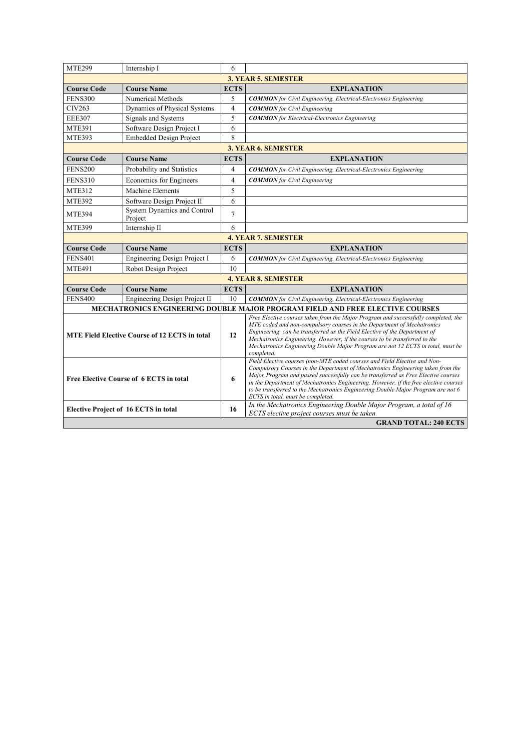| | | | |
|---|---|---|---|
| MTE299 | Internship I | 6 | |
| **3. YEAR 5. SEMESTER** | | | |
| **Course Code** | **Course Name** | **ECTS** | **EXPLANATION** |
| FENS300 | Numerical Methods | 5 | ***COMMON*** *for Civil Engineering, Electrical-Electronics Engineering* |
| CIV263 | Dynamics of Physical Systems | 4 | ***COMMON*** *for Civil Engineering* |
| EEE307 | Signals and Systems | 5 | ***COMMON*** *for Electrical-Electronics Engineering* |
| MTE391 | Software Design Project I | 6 | |
| MTE393 | Embedded Design Project | 8 | |
| **3. YEAR 6. SEMESTER** | | | |
| **Course Code** | **Course Name** | **ECTS** | **EXPLANATION** |
| FENS200 | Probability and Statistics | 4 | ***COMMON*** *for Civil Engineering, Electrical-Electronics Engineering* |
| FENS310 | Economics for Engineers | 4 | ***COMMON*** *for Civil Engineering* |
| MTE312 | Machine Elements | 5 | |
| MTE392 | Software Design Project II | 6 | |
| MTE394 | System Dynamics and Control Project | 7 | |
| MTE399 | Internship II | 6 | |
| **4. YEAR 7. SEMESTER** | | | |
| **Course Code** | **Course Name** | **ECTS** | **EXPLANATION** |
| FENS401 | Engineering Design Project I | 6 | ***COMMON*** *for Civil Engineering, Electrical-Electronics Engineering* |
| MTE491 | Robot Design Project | 10 | |
| **4. YEAR 8. SEMESTER** | | | |
| **Course Code** | **Course Name** | **ECTS** | **EXPLANATION** |
| FENS400 | Engineering Design Project II | 10 | ***COMMON*** *for Civil Engineering, Electrical-Electronics Engineering* |
| **MECHATRONICS ENGINEERING DOUBLE MAJOR PROGRAM FIELD AND FREE ELECTIVE COURSES** | | | |
| **MTE Field Elective Course of 12 ECTS in total** | | **12** | *Free Elective courses taken from the Major Program and successfully completed, the MTE coded and non-compulsory courses in the Department of Mechatronics Engineering can be transferred as the Field Elective of the Department of Mechatronics Engineering. However, if the courses to be transferred to the Mechatronics Engineering Double Major Program are not 12 ECTS in total, must be completed.* |
| **Free Elective Course of 6 ECTS in total** | | **6** | *Field Elective courses (non-MTE coded courses and Field Elective and Non-Compulsory Courses in the Department of Mechatronics Engineering taken from the Major Program and passed successfully can be transferred as Free Elective courses in the Department of Mechatronics Engineering. However, if the free elective courses to be transferred to the Mechatronics Engineering Double Major Program are not 6 ECTS in total, must be completed.* |
| **Elective Project of 16 ECTS in total** | | **16** | *In the Mechatronics Engineering Double Major Program, a total of 16 ECTS elective project courses must be taken.* |
| | | | **GRAND TOTAL: 240 ECTS** |